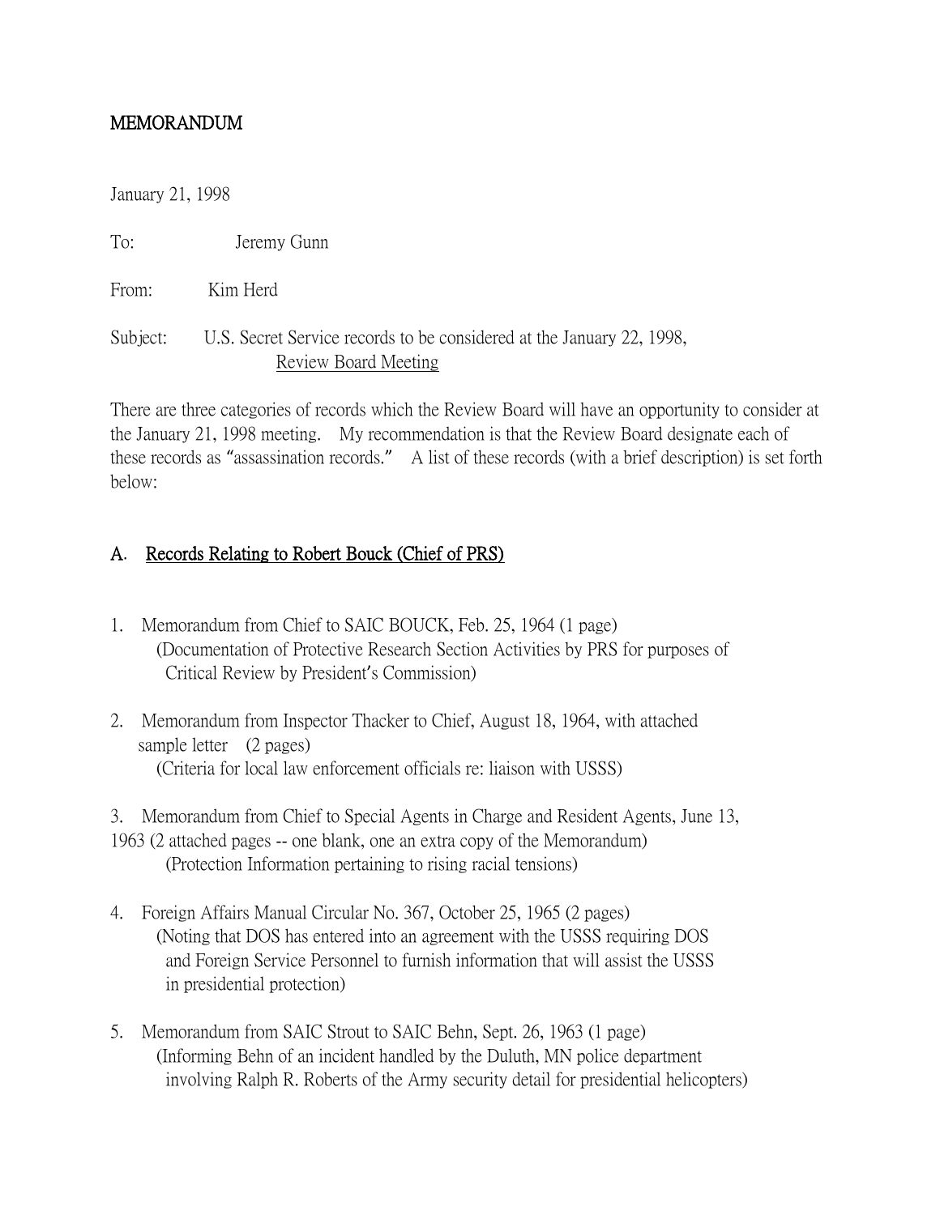**MEMORANDUM**

January 21, 1998

To: Jeremy Gunn

From: Kim Herd

Subject: U.S. Secret Service records to be considered at the January 22, 1998, Review Board Meeting

There are three categories of records which the Review Board will have an opportunity to consider at the January 21, 1998 meeting. My recommendation is that the Review Board designate each of these records as "assassination records." A list of these records (with a brief description) is set forth below:

## A. Records Relating to Robert Bouck (Chief of PRS)

1. Memorandum from Chief to SAIC BOUCK, Feb. 25, 1964 (1 page)
   (Documentation of Protective Research Section Activities by PRS for purposes of Critical Review by President's Commission)

2. Memorandum from Inspector Thacker to Chief, August 18, 1964, with attached sample letter (2 pages)
   (Criteria for local law enforcement officials re: liaison with USSS)

3. Memorandum from Chief to Special Agents in Charge and Resident Agents, June 13, 1963 (2 attached pages -- one blank, one an extra copy of the Memorandum)
   (Protection Information pertaining to rising racial tensions)

4. Foreign Affairs Manual Circular No. 367, October 25, 1965 (2 pages)
   (Noting that DOS has entered into an agreement with the USSS requiring DOS and Foreign Service Personnel to furnish information that will assist the USSS in presidential protection)

5. Memorandum from SAIC Strout to SAIC Behn, Sept. 26, 1963 (1 page)
   (Informing Behn of an incident handled by the Duluth, MN police department involving Ralph R. Roberts of the Army security detail for presidential helicopters)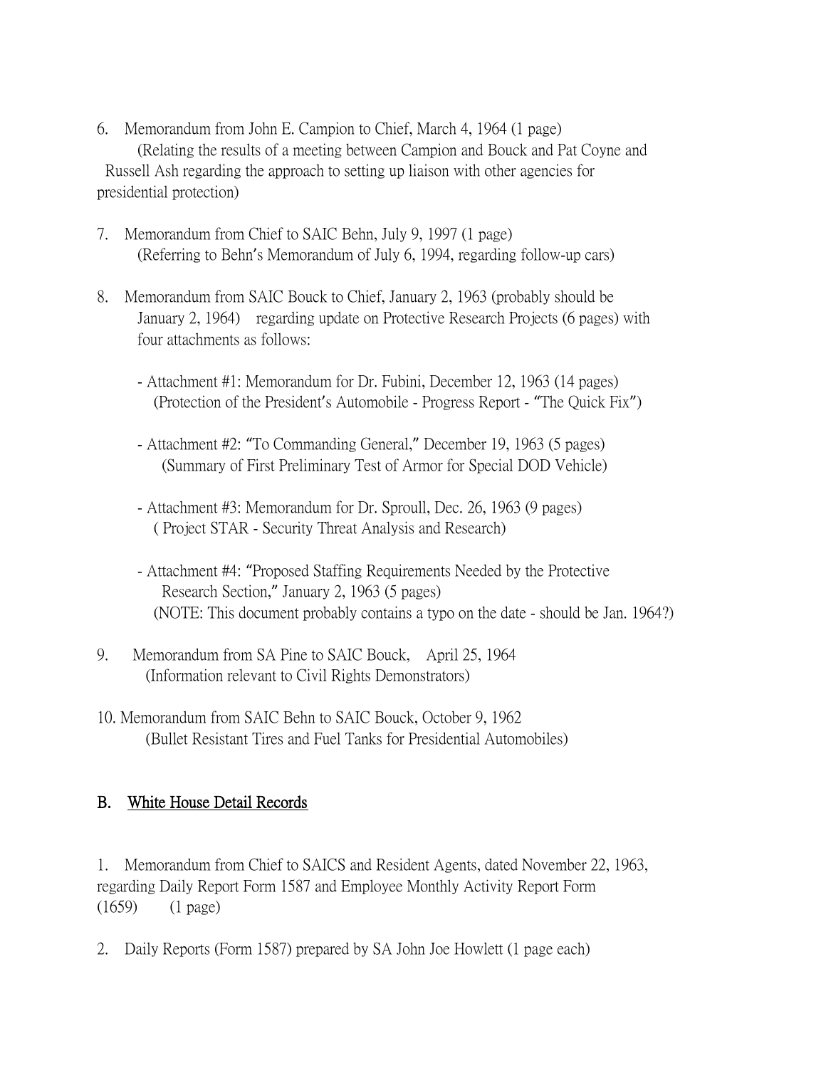6. Memorandum from John E. Campion to Chief, March 4, 1964 (1 page)
   (Relating the results of a meeting between Campion and Bouck and Pat Coyne and Russell Ash regarding the approach to setting up liaison with other agencies for presidential protection)

7. Memorandum from Chief to SAIC Behn, July 9, 1997 (1 page)
   (Referring to Behn's Memorandum of July 6, 1994, regarding follow-up cars)

8. Memorandum from SAIC Bouck to Chief, January 2, 1963 (probably should be January 2, 1964) regarding update on Protective Research Projects (6 pages) with four attachments as follows:

   - Attachment #1: Memorandum for Dr. Fubini, December 12, 1963 (14 pages)
     (Protection of the President's Automobile - Progress Report - "The Quick Fix")

   - Attachment #2: "To Commanding General," December 19, 1963 (5 pages)
     (Summary of First Preliminary Test of Armor for Special DOD Vehicle)

   - Attachment #3: Memorandum for Dr. Sproull, Dec. 26, 1963 (9 pages)
     ( Project STAR - Security Threat Analysis and Research)

   - Attachment #4: "Proposed Staffing Requirements Needed by the Protective Research Section," January 2, 1963 (5 pages)
     (NOTE: This document probably contains a typo on the date - should be Jan. 1964?)

9. Memorandum from SA Pine to SAIC Bouck, April 25, 1964
   (Information relevant to Civil Rights Demonstrators)

10. Memorandum from SAIC Behn to SAIC Bouck, October 9, 1962
    (Bullet Resistant Tires and Fuel Tanks for Presidential Automobiles)

## B. White House Detail Records

1. Memorandum from Chief to SAICS and Resident Agents, dated November 22, 1963, regarding Daily Report Form 1587 and Employee Monthly Activity Report Form (1659) (1 page)

2. Daily Reports (Form 1587) prepared by SA John Joe Howlett (1 page each)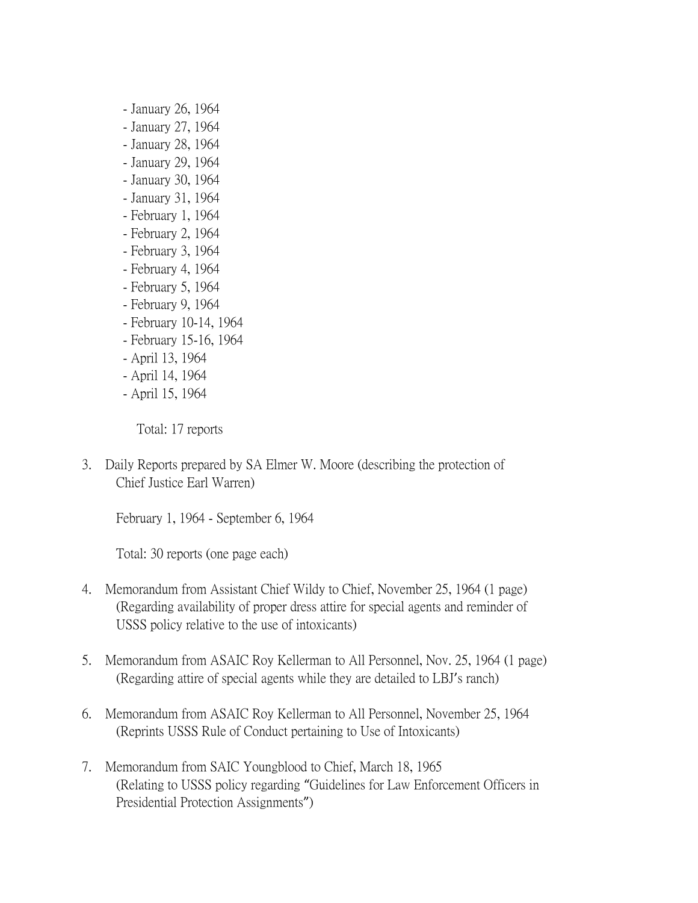- January 26, 1964
- January 27, 1964
- January 28, 1964
- January 29, 1964
- January 30, 1964
- January 31, 1964
- February 1, 1964
- February 2, 1964
- February 3, 1964
- February 4, 1964
- February 5, 1964
- February 9, 1964
- February 10-14, 1964
- February 15-16, 1964
- April 13, 1964
- April 14, 1964
- April 15, 1964

Total: 17 reports

3. Daily Reports prepared by SA Elmer W. Moore (describing the protection of Chief Justice Earl Warren)

   February 1, 1964 - September 6, 1964

   Total: 30 reports (one page each)

4. Memorandum from Assistant Chief Wildy to Chief, November 25, 1964 (1 page) (Regarding availability of proper dress attire for special agents and reminder of USSS policy relative to the use of intoxicants)

5. Memorandum from ASAIC Roy Kellerman to All Personnel, Nov. 25, 1964 (1 page) (Regarding attire of special agents while they are detailed to LBJ's ranch)

6. Memorandum from ASAIC Roy Kellerman to All Personnel, November 25, 1964 (Reprints USSS Rule of Conduct pertaining to Use of Intoxicants)

7. Memorandum from SAIC Youngblood to Chief, March 18, 1965 (Relating to USSS policy regarding "Guidelines for Law Enforcement Officers in Presidential Protection Assignments")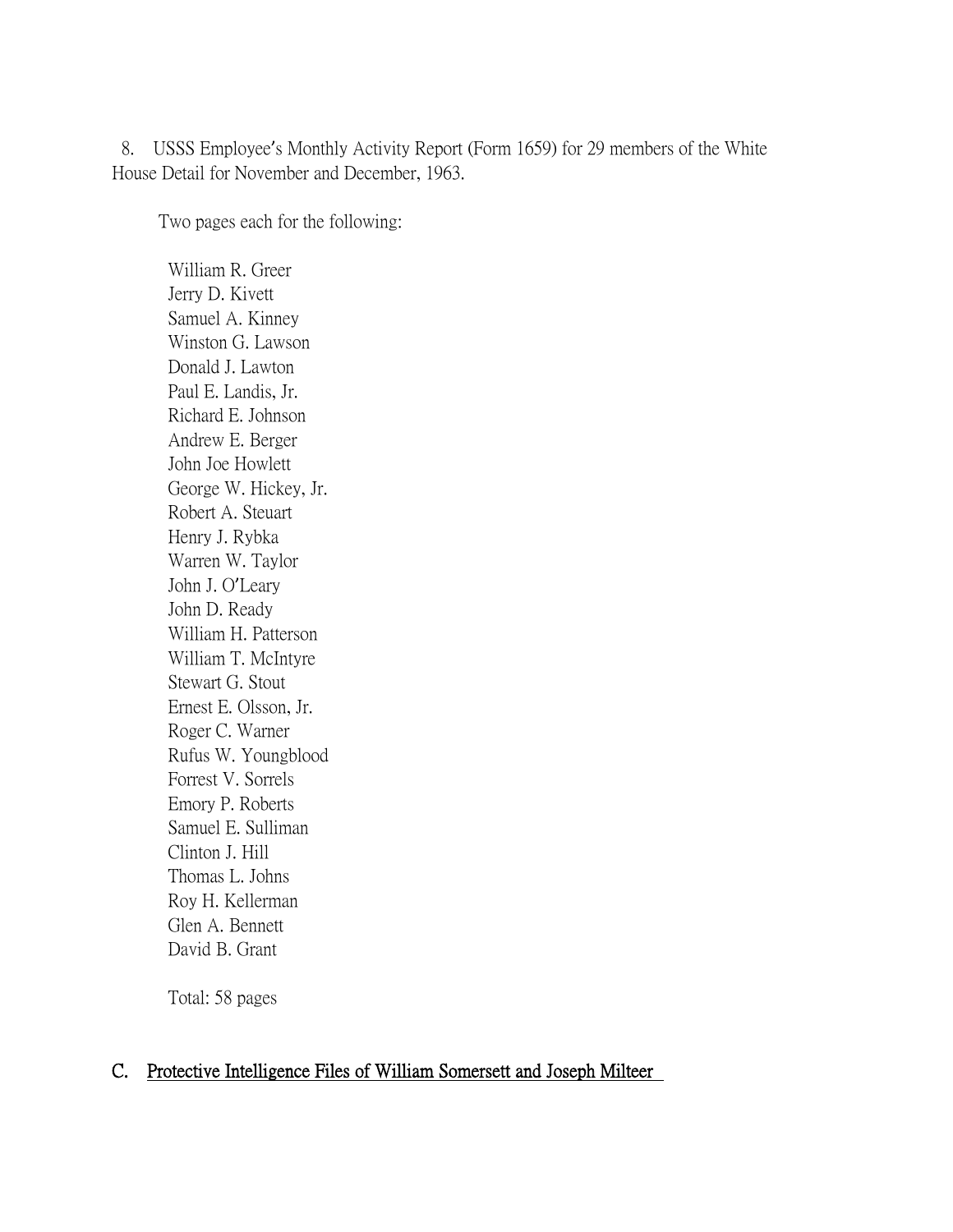8. USSS Employee's Monthly Activity Report (Form 1659) for 29 members of the White House Detail for November and December, 1963.

Two pages each for the following:

William R. Greer
Jerry D. Kivett
Samuel A. Kinney
Winston G. Lawson
Donald J. Lawton
Paul E. Landis, Jr.
Richard E. Johnson
Andrew E. Berger
John Joe Howlett
George W. Hickey, Jr.
Robert A. Steuart
Henry J. Rybka
Warren W. Taylor
John J. O'Leary
John D. Ready
William H. Patterson
William T. McIntyre
Stewart G. Stout
Ernest E. Olsson, Jr.
Roger C. Warner
Rufus W. Youngblood
Forrest V. Sorrels
Emory P. Roberts
Samuel E. Sulliman
Clinton J. Hill
Thomas L. Johns
Roy H. Kellerman
Glen A. Bennett
David B. Grant

Total: 58 pages

## C. <u>Protective Intelligence Files of William Somersett and Joseph Milteer</u>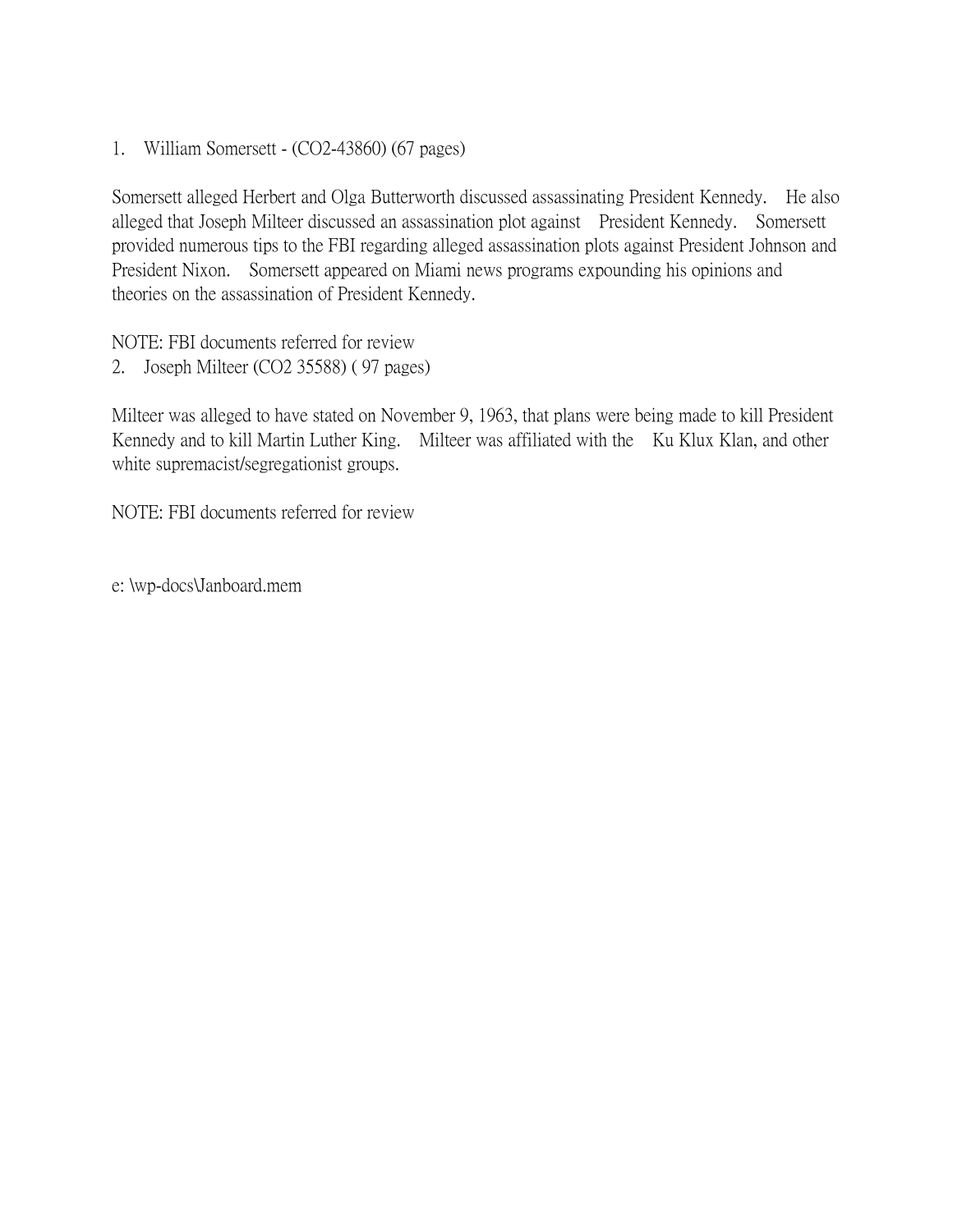1. William Somersett - (CO2-43860) (67 pages)

Somersett alleged Herbert and Olga Butterworth discussed assassinating President Kennedy. He also alleged that Joseph Milteer discussed an assassination plot against President Kennedy. Somersett provided numerous tips to the FBI regarding alleged assassination plots against President Johnson and President Nixon. Somersett appeared on Miami news programs expounding his opinions and theories on the assassination of President Kennedy.

NOTE: FBI documents referred for review

2. Joseph Milteer (CO2 35588) ( 97 pages)

Milteer was alleged to have stated on November 9, 1963, that plans were being made to kill President Kennedy and to kill Martin Luther King. Milteer was affiliated with the Ku Klux Klan, and other white supremacist/segregationist groups.

NOTE: FBI documents referred for review

e: \wp-docs\Janboard.mem